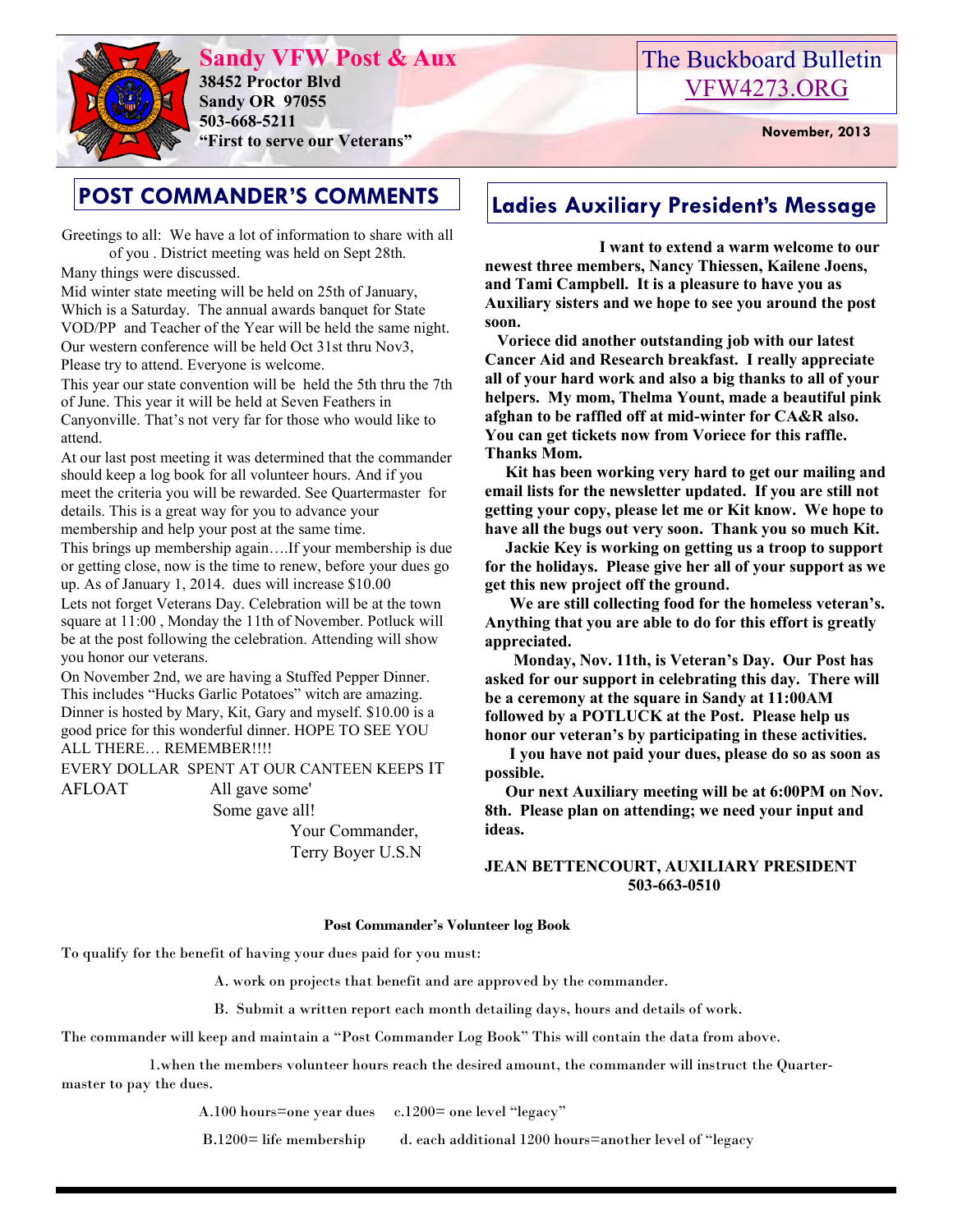# Sandy VFW Post & Aux

**38452 Proctor Blvd**
**Sandy OR 97055**
**503-668-5211**
**"First to serve our Veterans"**

The Buckboard Bulletin
VFW4273.ORG

**November, 2013**

## POST COMMANDER'S COMMENTS

Greetings to all: We have a lot of information to share with all of you . District meeting was held on Sept 28th.
Many things were discussed.
Mid winter state meeting will be held on 25th of January, Which is a Saturday. The annual awards banquet for State VOD/PP and Teacher of the Year will be held the same night.
Our western conference will be held Oct 31st thru Nov3, Please try to attend. Everyone is welcome.
This year our state convention will be held the 5th thru the 7th of June. This year it will be held at Seven Feathers in Canyonville. That's not very far for those who would like to attend.
At our last post meeting it was determined that the commander should keep a log book for all volunteer hours. And if you meet the criteria you will be rewarded. See Quartermaster for details. This is a great way for you to advance your membership and help your post at the same time.
This brings up membership again….If your membership is due or getting close, now is the time to renew, before your dues go up. As of January 1, 2014. dues will increase $10.00
Lets not forget Veterans Day. Celebration will be at the town square at 11:00 , Monday the 11th of November. Potluck will be at the post following the celebration. Attending will show you honor our veterans.
On November 2nd, we are having a Stuffed Pepper Dinner. This includes "Hucks Garlic Potatoes" witch are amazing. Dinner is hosted by Mary, Kit, Gary and myself. $10.00 is a good price for this wonderful dinner. HOPE TO SEE YOU ALL THERE… REMEMBER!!!!
EVERY DOLLAR SPENT AT OUR CANTEEN KEEPS IT AFLOAT

All gave some'
Some gave all!

Your Commander,
Terry Boyer U.S.N

## Ladies Auxiliary President's Message

**I want to extend a warm welcome to our newest three members, Nancy Thiessen, Kailene Joens, and Tami Campbell. It is a pleasure to have you as Auxiliary sisters and we hope to see you around the post soon.**

**Voriece did another outstanding job with our latest Cancer Aid and Research breakfast. I really appreciate all of your hard work and also a big thanks to all of your helpers. My mom, Thelma Yount, made a beautiful pink afghan to be raffled off at mid-winter for CA&R also. You can get tickets now from Voriece for this raffle. Thanks Mom.**

**Kit has been working very hard to get our mailing and email lists for the newsletter updated. If you are still not getting your copy, please let me or Kit know. We hope to have all the bugs out very soon. Thank you so much Kit.**

**Jackie Key is working on getting us a troop to support for the holidays. Please give her all of your support as we get this new project off the ground.**

**We are still collecting food for the homeless veteran's. Anything that you are able to do for this effort is greatly appreciated.**

**Monday, Nov. 11th, is Veteran's Day. Our Post has asked for our support in celebrating this day. There will be a ceremony at the square in Sandy at 11:00AM followed by a POTLUCK at the Post. Please help us honor our veteran's by participating in these activities.**

**I you have not paid your dues, please do so as soon as possible.**

**Our next Auxiliary meeting will be at 6:00PM on Nov. 8th. Please plan on attending; we need your input and ideas.**

**JEAN BETTENCOURT, AUXILIARY PRESIDENT**
**503-663-0510**

### Post Commander's Volunteer log Book

To qualify for the benefit of having your dues paid for you must:

A. work on projects that benefit and are approved by the commander.

B. Submit a written report each month detailing days, hours and details of work.

The commander will keep and maintain a "Post Commander Log Book" This will contain the data from above.

1.when the members volunteer hours reach the desired amount, the commander will instruct the Quartermaster to pay the dues.

A.100 hours=one year dues c.1200= one level "legacy"

B.1200= life membership d. each additional 1200 hours=another level of "legacy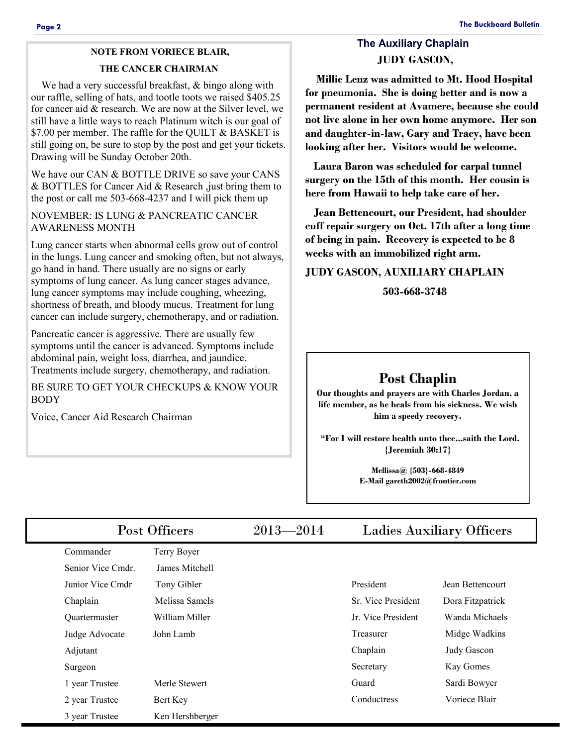**NOTE FROM VORIECE BLAIR,**

**THE CANCER CHAIRMAN**

We had a very successful breakfast, & bingo along with our raffle, selling of hats, and tootle toots we raised $405.25 for cancer aid & research. We are now at the Silver level, we still have a little ways to reach Platinum witch is our goal of $7.00 per member. The raffle for the QUILT & BASKET is still going on, be sure to stop by the post and get your tickets. Drawing will be Sunday October 20th.

We have our CAN & BOTTLE DRIVE so save your CANS & BOTTLES for Cancer Aid & Research ,just bring them to the post or call me 503-668-4237 and I will pick them up

NOVEMBER: IS LUNG & PANCREATIC CANCER AWARENESS MONTH

Lung cancer starts when abnormal cells grow out of control in the lungs. Lung cancer and smoking often, but not always, go hand in hand. There usually are no signs or early symptoms of lung cancer. As lung cancer stages advance, lung cancer symptoms may include coughing, wheezing, shortness of breath, and bloody mucus. Treatment for lung cancer can include surgery, chemotherapy, and or radiation.

Pancreatic cancer is aggressive. There are usually few symptoms until the cancer is advanced. Symptoms include abdominal pain, weight loss, diarrhea, and jaundice. Treatments include surgery, chemotherapy, and radiation.

BE SURE TO GET YOUR CHECKUPS & KNOW YOUR BODY

Voice, Cancer Aid Research Chairman

## The Auxiliary Chaplain

**JUDY GASCON,**

**Millie Lenz was admitted to Mt. Hood Hospital for pneumonia. She is doing better and is now a permanent resident at Avamere, because she could not live alone in her own home anymore. Her son and daughter-in-law, Gary and Tracy, have been looking after her. Visitors would be welcome.**

**Laura Baron was scheduled for carpal tunnel surgery on the 15th of this month. Her cousin is here from Hawaii to help take care of her.**

**Jean Bettencourt, our President, had shoulder cuff repair surgery on Oct. 17th after a long time of being in pain. Recovery is expected to be 8 weeks with an immobilized right arm.**

**JUDY GASCON, AUXILIARY CHAPLAIN**

**503-668-3748**

## Post Chaplin

**Our thoughts and prayers are with Charles Jordan, a life member, as he heals from his sickness. We wish him a speedy recovery.**

**"For I will restore health unto thee...saith the Lord. {Jeremiah 30:17}**

**Mellissa@ {503}-668-4849**
**E-Mail gareth2002@frontier.com**

## Post Officers 2013—2014 Ladies Auxiliary Officers

| Post Officers | | Ladies Auxiliary Officers | |
|---|---|---|---|
| Commander | Terry Boyer | | |
| Senior Vice Cmdr. | James Mitchell | | |
| Junior Vice Cmdr | Tony Gibler | President | Jean Bettencourt |
| Chaplain | Melissa Samels | Sr. Vice President | Dora Fitzpatrick |
| Quartermaster | William Miller | Jr. Vice President | Wanda Michaels |
| Judge Advocate | John Lamb | Treasurer | Midge Wadkins |
| Adjutant | | Chaplain | Judy Gascon |
| Surgeon | | Secretary | Kay Gomes |
| 1 year Trustee | Merle Stewert | Guard | Sardi Bowyer |
| 2 year Trustee | Bert Key | Conductress | Voriece Blair |
| 3 year Trustee | Ken Hershberger | | |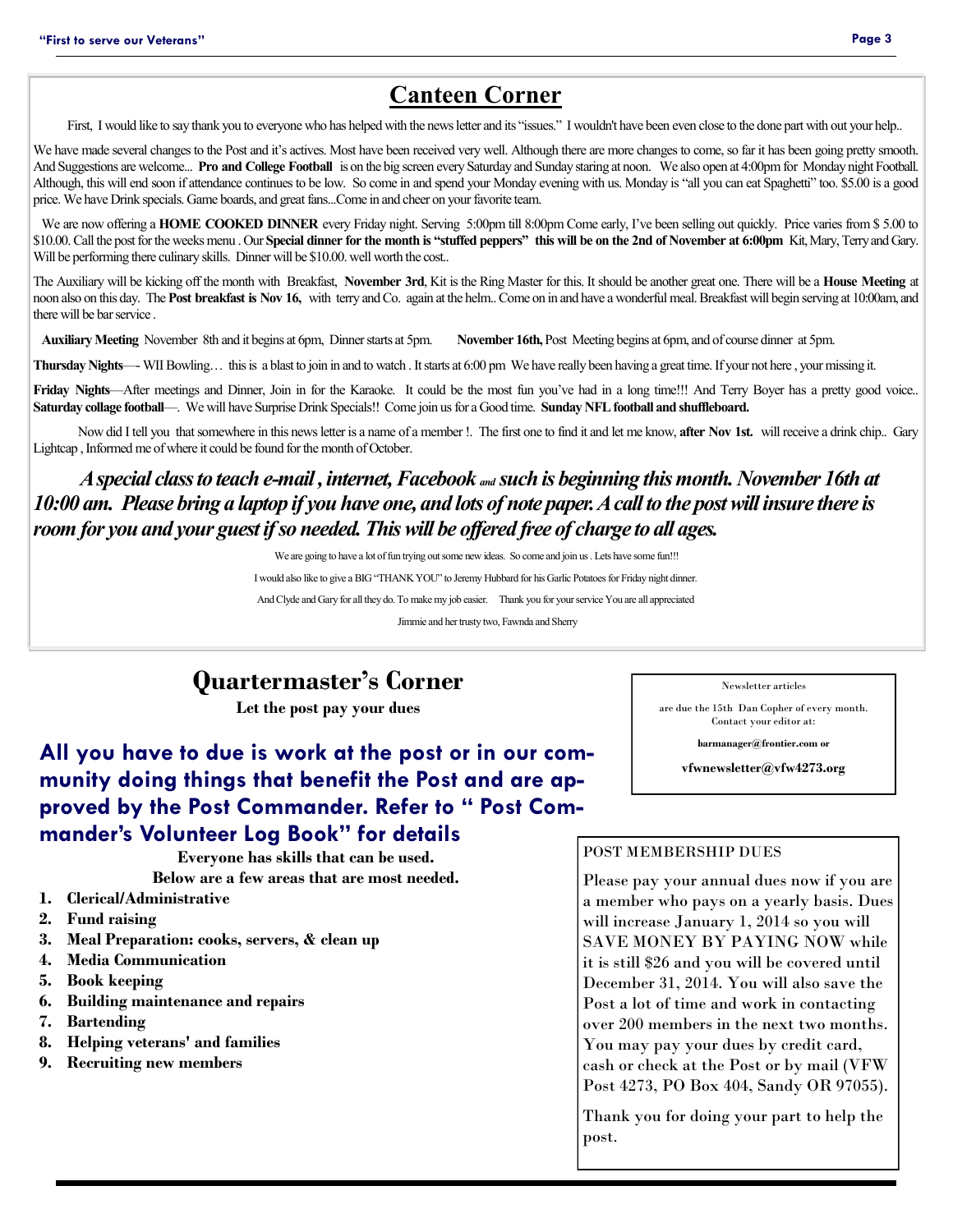## Canteen Corner

First, I would like to say thank you to everyone who has helped with the news letter and its "issues." I wouldn't have been even close to the done part with out your help..

We have made several changes to the Post and it's actives. Most have been received very well. Although there are more changes to come, so far it has been going pretty smooth. And Suggestions are welcome... **Pro and College Football** is on the big screen every Saturday and Sunday staring at noon. We also open at 4:00pm for Monday night Football. Although, this will end soon if attendance continues to be low. So come in and spend your Monday evening with us. Monday is "all you can eat Spaghetti" too. $5.00 is a good price. We have Drink specials. Game boards, and great fans...Come in and cheer on your favorite team.

We are now offering a **HOME COOKED DINNER** every Friday night. Serving 5:00pm till 8:00pm Come early, I've been selling out quickly. Price varies from $ 5.00 to $10.00. Call the post for the weeks menu . Our **Special dinner for the month is "stuffed peppers" this will be on the 2nd of November at 6:00pm** Kit, Mary, Terry and Gary. Will be performing there culinary skills. Dinner will be $10.00. well worth the cost..

The Auxiliary will be kicking off the month with Breakfast, **November 3rd**, Kit is the Ring Master for this. It should be another great one. There will be a **House Meeting** at noon also on this day. The **Post breakfast is Nov 16,** with terry and Co. again at the helm.. Come on in and have a wonderful meal. Breakfast will begin serving at 10:00am, and there will be bar service .

**Auxiliary Meeting** November 8th and it begins at 6pm, Dinner starts at 5pm. **November 16th,** Post Meeting begins at 6pm, and of course dinner at 5pm.

**Thursday Nights**—- WII Bowling… this is a blast to join in and to watch . It starts at 6:00 pm We have really been having a great time. If your not here , your missing it.

**Friday Nights**—After meetings and Dinner, Join in for the Karaoke. It could be the most fun you've had in a long time!!! And Terry Boyer has a pretty good voice.. **Saturday collage football**—. We will have Surprise Drink Specials!! Come join us for a Good time. **Sunday NFL football and shuffleboard.**

Now did I tell you that somewhere in this news letter is a name of a member !. The first one to find it and let me know, **after Nov 1st.** will receive a drink chip.. Gary Lightcap , Informed me of where it could be found for the month of October.

***A special class to teach e-mail , internet, Facebook and such is beginning this month. November 16th at 10:00 am. Please bring a laptop if you have one, and lots of note paper. A call to the post will insure there is room for you and your guest if so needed. This will be offered free of charge to all ages.***

We are going to have a lot of fun trying out some new ideas. So come and join us . Lets have some fun!!!

I would also like to give a BIG "THANK YOU" to Jeremy Hubbard for his Garlic Potatoes for Friday night dinner.

And Clyde and Gary for all they do. To make my job easier. Thank you for your service You are all appreciated

Jimmie and her trusty two, Fawnda and Sherry

## Quartermaster's Corner

**Let the post pay your dues**

### All you have to due is work at the post or in our community doing things that benefit the Post and are approved by the Post Commander. Refer to " Post Commander's Volunteer Log Book" for details

**Everyone has skills that can be used.**

**Below are a few areas that are most needed.**

1. **Clerical/Administrative**
2. **Fund raising**
3. **Meal Preparation: cooks, servers, & clean up**
4. **Media Communication**
5. **Book keeping**
6. **Building maintenance and repairs**
7. **Bartending**
8. **Helping veterans' and families**
9. **Recruiting new members**

Newsletter articles

are due the 15th Dan Copher of every month. Contact your editor at:

**barmanager@frontier.com or**

**vfwnewsletter@vfw4273.org**

POST MEMBERSHIP DUES

Please pay your annual dues now if you are a member who pays on a yearly basis. Dues will increase January 1, 2014 so you will SAVE MONEY BY PAYING NOW while it is still $26 and you will be covered until December 31, 2014. You will also save the Post a lot of time and work in contacting over 200 members in the next two months. You may pay your dues by credit card, cash or check at the Post or by mail (VFW Post 4273, PO Box 404, Sandy OR 97055).

Thank you for doing your part to help the post.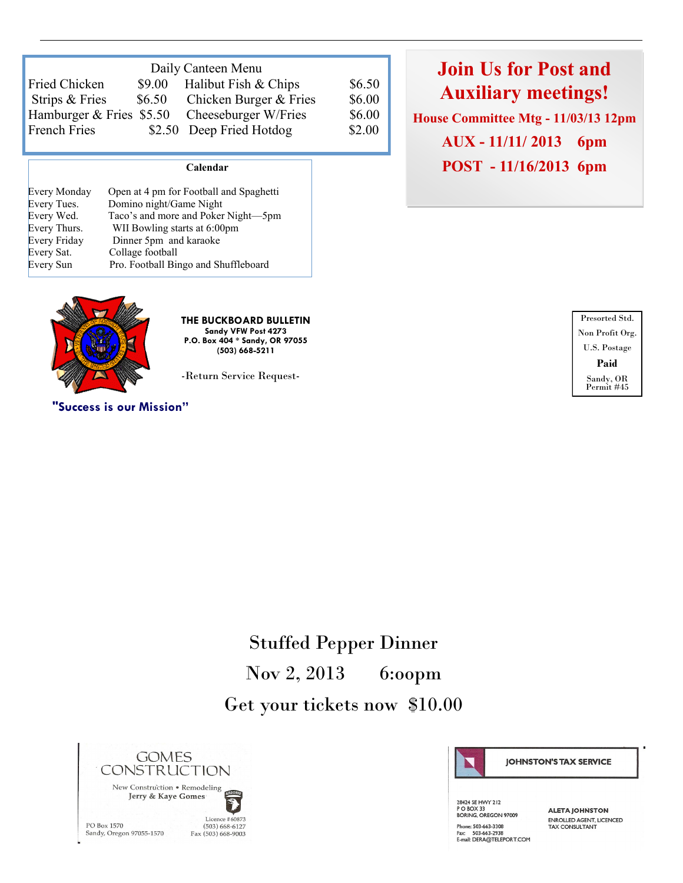## Daily Canteen Menu

| | | | |
|---|---|---|---|
| Fried Chicken | $9.00 | Halibut Fish & Chips | $6.50 |
| Strips & Fries | $6.50 | Chicken Burger & Fries | $6.00 |
| Hamburger & Fries | $5.50 | Cheeseburger W/Fries | $6.00 |
| French Fries | $2.50 | Deep Fried Hotdog | $2.00 |

## Join Us for Post and Auxiliary meetings!

**House Committee Mtg - 11/03/13 12pm**

**AUX - 11/11/ 2013 6pm**

**POST - 11/16/2013 6pm**

## Calendar

| | |
|---|---|
| Every Monday | Open at 4 pm for Football and Spaghetti |
| Every Tues. | Domino night/Game Night |
| Every Wed. | Taco's and more and Poker Night—5pm |
| Every Thurs. | WII Bowling starts at 6:00pm |
| Every Friday | Dinner 5pm and karaoke |
| Every Sat. | Collage football |
| Every Sun | Pro. Football Bingo and Shuffleboard |

**THE BUCKBOARD BULLETIN**
**Sandy VFW Post 4273**
**P.O. Box 404 * Sandy, OR 97055**
**(503) 668-5211**

-Return Service Request-

**"Success is our Mission"**

Presorted Std.
Non Profit Org.
U.S. Postage
**Paid**
Sandy, OR
Permit #45

## Stuffed Pepper Dinner

## Nov 2, 2013 6:oopm

## Get your tickets now $10.00

GOMES CONSTRUCTION
New Construction • Remodeling
Jerry & Kaye Gomes
Licence #60873
PO Box 1570
Sandy, Oregon 97055-1570
(503) 668-6127
Fax (503) 668-9003

**JOHNSTON'S TAX SERVICE**
28424 SE HWY 212
P O BOX 33
BORING, OREGON 97009
Phone: 503-663-3308
Fax: 503-663-2938
E-mail: DERA@TELEPORT.COM

**ALETA JOHNSTON**
ENROLLED AGENT, LICENCED TAX CONSULTANT